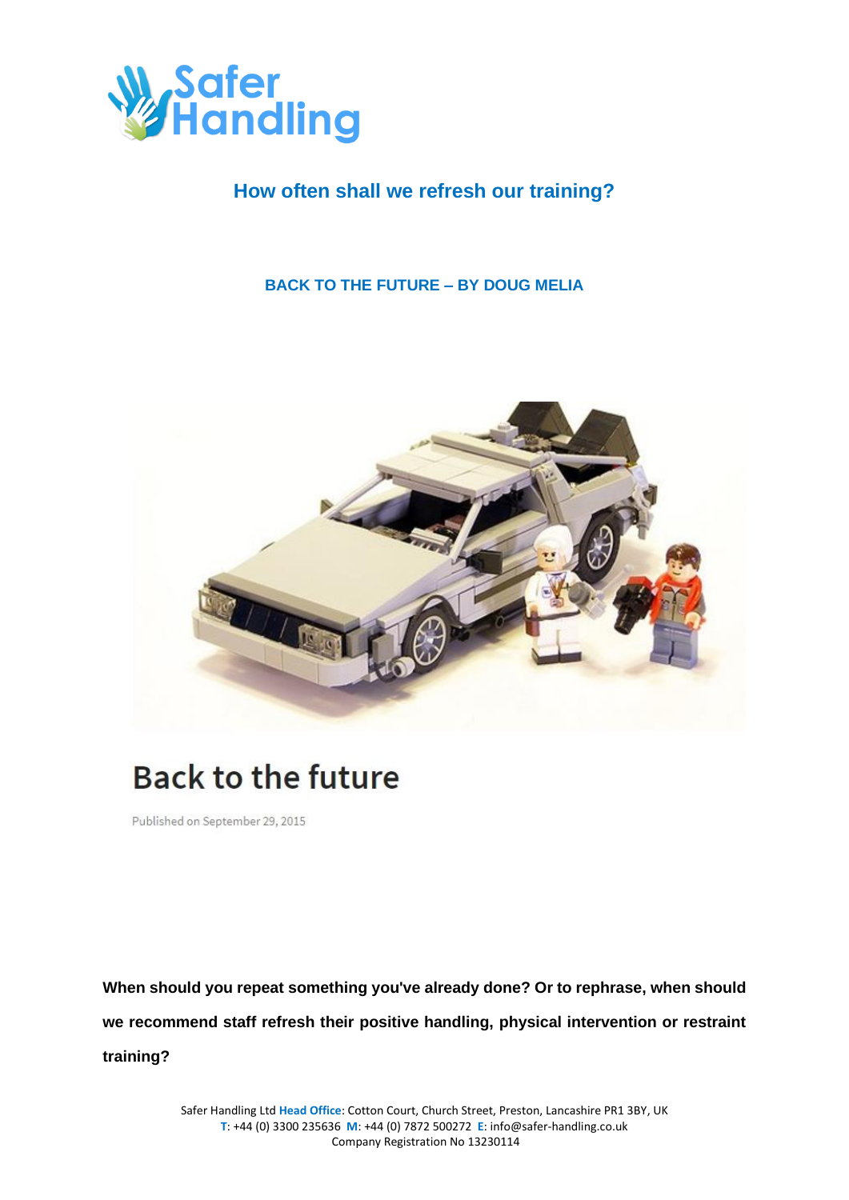## How often shall we refresh our training?

### BACK TO THE FUTURE – BY DOUG MELIA

# Back to the future

Published on September 29, 2015

**When should you repeat something you've already done? Or to rephrase, when should we recommend staff refresh their positive handling, physical intervention or restraint training?**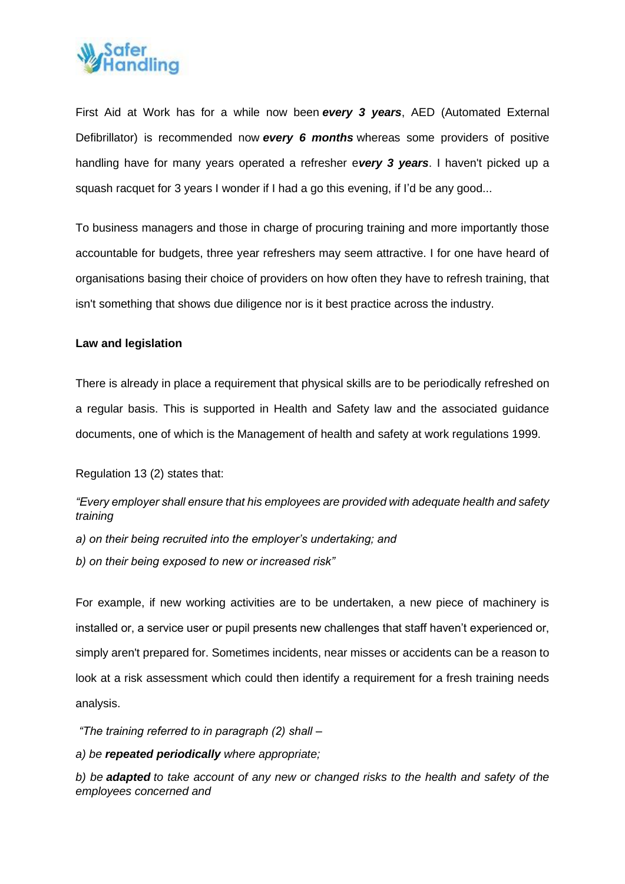First Aid at Work has for a while now been ***every 3 years***, AED (Automated External Defibrillator) is recommended now ***every 6 months*** whereas some providers of positive handling have for many years operated a refresher e***very 3 years***. I haven't picked up a squash racquet for 3 years I wonder if I had a go this evening, if I'd be any good...

To business managers and those in charge of procuring training and more importantly those accountable for budgets, three year refreshers may seem attractive. I for one have heard of organisations basing their choice of providers on how often they have to refresh training, that isn't something that shows due diligence nor is it best practice across the industry.

**Law and legislation**

There is already in place a requirement that physical skills are to be periodically refreshed on a regular basis. This is supported in Health and Safety law and the associated guidance documents, one of which is the Management of health and safety at work regulations 1999.

Regulation 13 (2) states that:

*"Every employer shall ensure that his employees are provided with adequate health and safety training*

*a) on their being recruited into the employer's undertaking; and*

*b) on their being exposed to new or increased risk"*

For example, if new working activities are to be undertaken, a new piece of machinery is installed or, a service user or pupil presents new challenges that staff haven't experienced or, simply aren't prepared for. Sometimes incidents, near misses or accidents can be a reason to look at a risk assessment which could then identify a requirement for a fresh training needs analysis.

*"The training referred to in paragraph (2) shall –*

*a) be **repeated periodically** where appropriate;*

*b) be **adapted** to take account of any new or changed risks to the health and safety of the employees concerned and*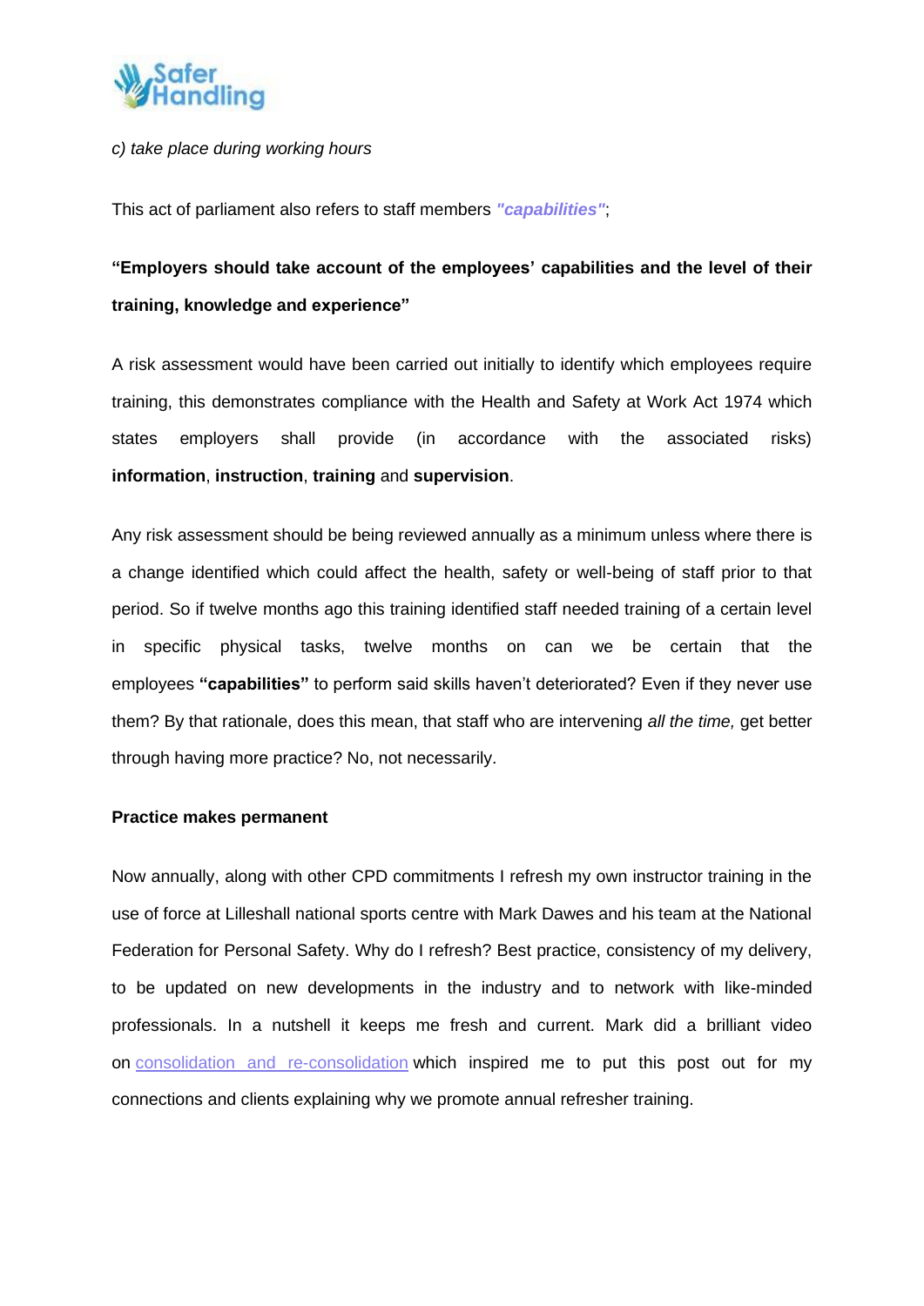*c) take place during working hours*

This act of parliament also refers to staff members ***"capabilities"***;

**"Employers should take account of the employees' capabilities and the level of their training, knowledge and experience"**

A risk assessment would have been carried out initially to identify which employees require training, this demonstrates compliance with the Health and Safety at Work Act 1974 which states employers shall provide (in accordance with the associated risks) **information**, **instruction**, **training** and **supervision**.

Any risk assessment should be being reviewed annually as a minimum unless where there is a change identified which could affect the health, safety or well-being of staff prior to that period. So if twelve months ago this training identified staff needed training of a certain level in specific physical tasks, twelve months on can we be certain that the employees **"capabilities"** to perform said skills haven't deteriorated? Even if they never use them? By that rationale, does this mean, that staff who are intervening *all the time,* get better through having more practice? No, not necessarily.

**Practice makes permanent**

Now annually, along with other CPD commitments I refresh my own instructor training in the use of force at Lilleshall national sports centre with Mark Dawes and his team at the National Federation for Personal Safety. Why do I refresh? Best practice, consistency of my delivery, to be updated on new developments in the industry and to network with like-minded professionals. In a nutshell it keeps me fresh and current. Mark did a brilliant video on consolidation and re-consolidation which inspired me to put this post out for my connections and clients explaining why we promote annual refresher training.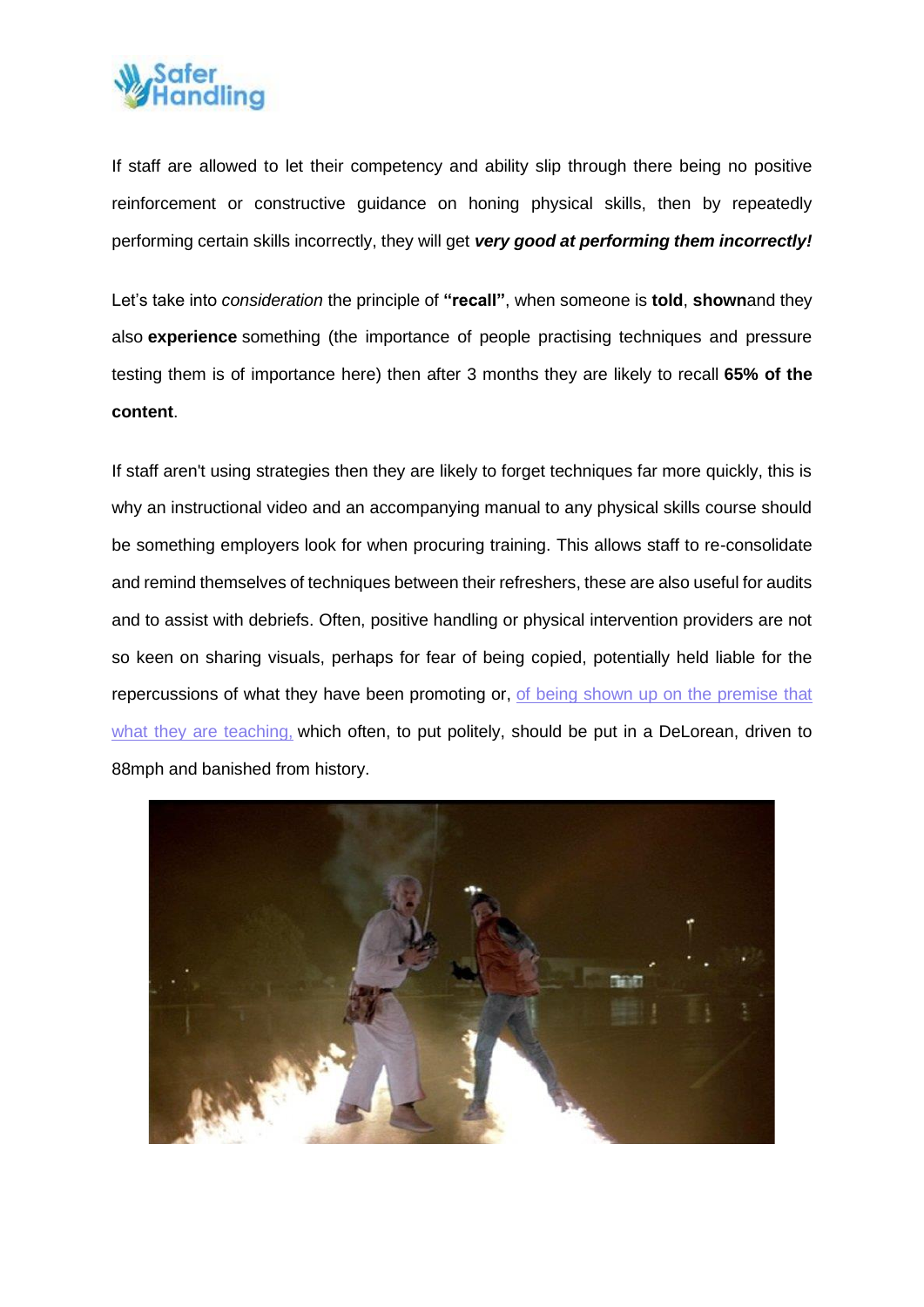If staff are allowed to let their competency and ability slip through there being no positive reinforcement or constructive guidance on honing physical skills, then by repeatedly performing certain skills incorrectly, they will get ***very good at performing them incorrectly!***

Let's take into *consideration* the principle of **"recall"**, when someone is **told**, **shown**and they also **experience** something (the importance of people practising techniques and pressure testing them is of importance here) then after 3 months they are likely to recall **65% of the content**.

If staff aren't using strategies then they are likely to forget techniques far more quickly, this is why an instructional video and an accompanying manual to any physical skills course should be something employers look for when procuring training. This allows staff to re-consolidate and remind themselves of techniques between their refreshers, these are also useful for audits and to assist with debriefs. Often, positive handling or physical intervention providers are not so keen on sharing visuals, perhaps for fear of being copied, potentially held liable for the repercussions of what they have been promoting or, of being shown up on the premise that what they are teaching, which often, to put politely, should be put in a DeLorean, driven to 88mph and banished from history.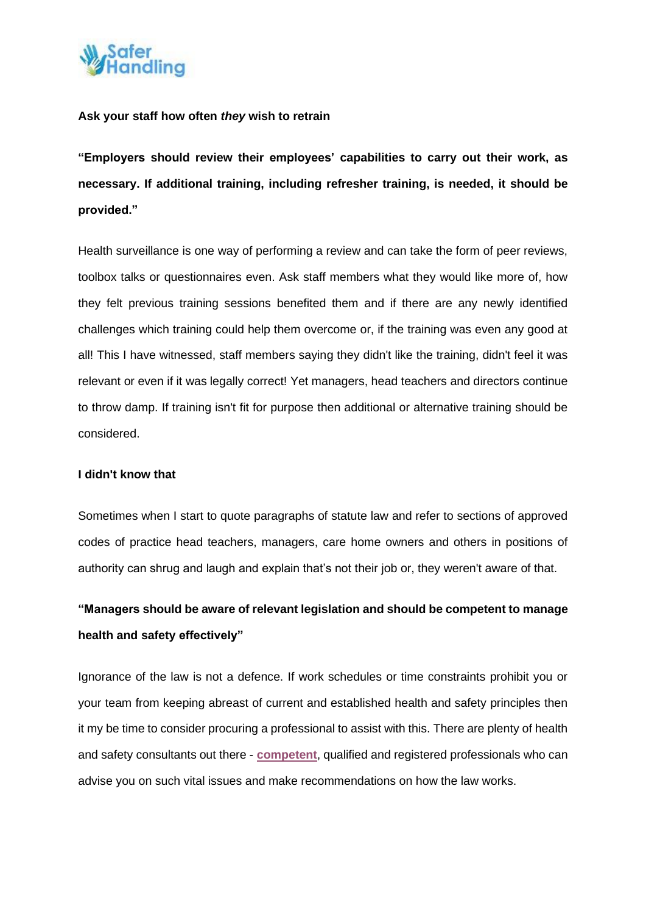**Ask your staff how often *they* wish to retrain**

**"Employers should review their employees' capabilities to carry out their work, as necessary. If additional training, including refresher training, is needed, it should be provided."**

Health surveillance is one way of performing a review and can take the form of peer reviews, toolbox talks or questionnaires even. Ask staff members what they would like more of, how they felt previous training sessions benefited them and if there are any newly identified challenges which training could help them overcome or, if the training was even any good at all! This I have witnessed, staff members saying they didn't like the training, didn't feel it was relevant or even if it was legally correct! Yet managers, head teachers and directors continue to throw damp. If training isn't fit for purpose then additional or alternative training should be considered.

**I didn't know that**

Sometimes when I start to quote paragraphs of statute law and refer to sections of approved codes of practice head teachers, managers, care home owners and others in positions of authority can shrug and laugh and explain that's not their job or, they weren't aware of that.

**"Managers should be aware of relevant legislation and should be competent to manage health and safety effectively"**

Ignorance of the law is not a defence. If work schedules or time constraints prohibit you or your team from keeping abreast of current and established health and safety principles then it my be time to consider procuring a professional to assist with this. There are plenty of health and safety consultants out there - **competent**, qualified and registered professionals who can advise you on such vital issues and make recommendations on how the law works.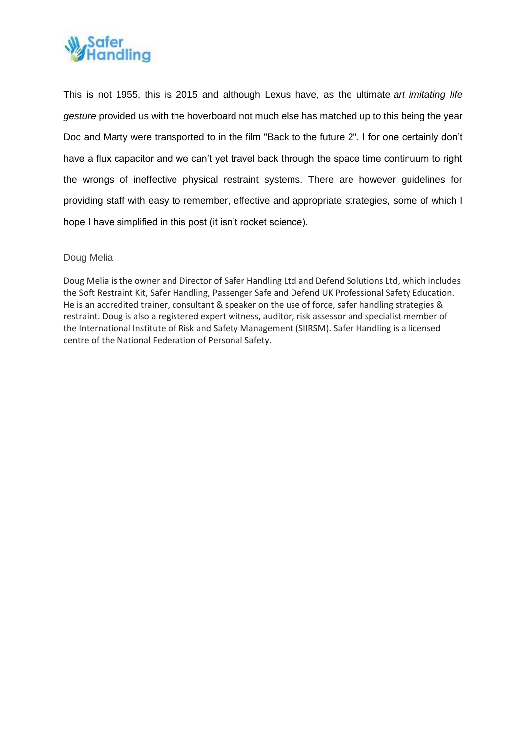This is not 1955, this is 2015 and although Lexus have, as the ultimate *art imitating life gesture* provided us with the hoverboard not much else has matched up to this being the year Doc and Marty were transported to in the film "Back to the future 2". I for one certainly don't have a flux capacitor and we can't yet travel back through the space time continuum to right the wrongs of ineffective physical restraint systems. There are however guidelines for providing staff with easy to remember, effective and appropriate strategies, some of which I hope I have simplified in this post (it isn't rocket science).

Doug Melia

Doug Melia is the owner and Director of Safer Handling Ltd and Defend Solutions Ltd, which includes the Soft Restraint Kit, Safer Handling, Passenger Safe and Defend UK Professional Safety Education. He is an accredited trainer, consultant & speaker on the use of force, safer handling strategies & restraint. Doug is also a registered expert witness, auditor, risk assessor and specialist member of the International Institute of Risk and Safety Management (SIIRSM). Safer Handling is a licensed centre of the National Federation of Personal Safety.